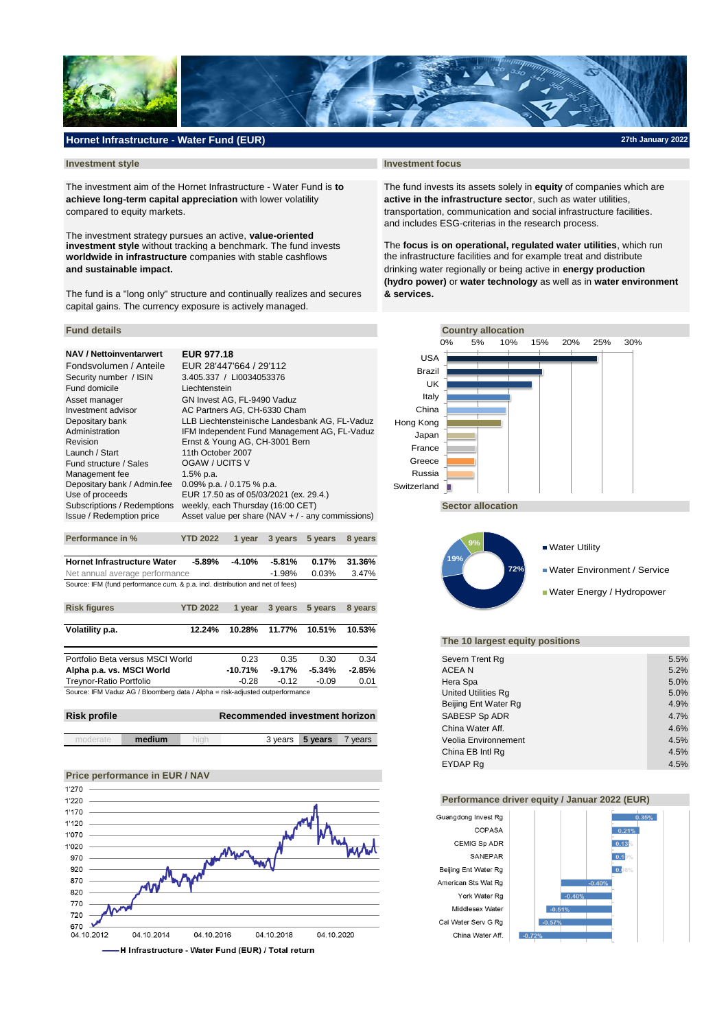# Hornet Infrastructure - Water Fund (EUR)

27th January 2022

## Investment style

The investment aim of the Hornet Infrastructure - Water Fund is **to achieve long-term capital appreciation** with lower volatility compared to equity markets.

The investment strategy pursues an active, **value-oriented investment style** without tracking a benchmark. The fund invests **worldwide in infrastructure** companies with stable cashflows **and sustainable impact.**

The fund is a "long only" structure and continually realizes and secures capital gains. The currency exposure is actively managed.

## Investment focus

The fund invests its assets solely in **equity** of companies which are **active in the infrastructure sector**, such as water utilities, transportation, communication and social infrastructure facilities. and includes ESG-criterias in the research process.

The **focus is on operational, regulated water utilities**, which run the infrastructure facilities and for example treat and distribute drinking water regionally or being active in **energy production (hydro power)** or **water technology** as well as in **water environment & services.**

## Fund details

| | |
|---|---|
| **NAV / Nettoinventarwert** | **EUR 977.18** |
| Fondsvolumen / Anteile | EUR 28'447'664 / 29'112 |
| Security number / ISIN | 3.405.337 / LI0034053376 |
| Fund domicile | Liechtenstein |
| Asset manager | GN Invest AG, FL-9490 Vaduz |
| Investment advisor | AC Partners AG, CH-6330 Cham |
| Depositary bank | LLB Liechtensteinische Landesbank AG, FL-Vaduz |
| Administration | IFM Independent Fund Management AG, FL-Vaduz |
| Revision | Ernst & Young AG, CH-3001 Bern |
| Launch / Start | 11th October 2007 |
| Fund structure / Sales | OGAW / UCITS V |
| Management fee | 1.5% p.a. |
| Depositary bank / Admin.fee | 0.09% p.a. / 0.175 % p.a. |
| Use of proceeds | EUR 17.50 as of 05/03/2021 (ex. 29.4.) |
| Subscriptions / Redemptions | weekly, each Thursday (16:00 CET) |
| Issue / Redemption price | Asset value per share (NAV + / - any commissions) |

## Performance in %

| | YTD 2022 | 1 year | 3 years | 5 years | 8 years |
|---|---|---|---|---|---|
| **Hornet Infrastructure Water** | **-5.89%** | **-4.10%** | **-5.81%** | **0.17%** | **31.36%** |
| Net annual average performance | | | -1.98% | 0.03% | 3.47% |

Source: IFM (fund performance cum. & p.a. incl. distribution and net of fees)

## Risk figures

| | YTD 2022 | 1 year | 3 years | 5 years | 8 years |
|---|---|---|---|---|---|
| **Volatility p.a.** | **12.24%** | **10.28%** | **11.77%** | **10.51%** | **10.53%** |
| Portfolio Beta versus MSCI World | | 0.23 | 0.35 | 0.30 | 0.34 |
| **Alpha p.a. vs. MSCI World** | | **-10.71%** | **-9.17%** | **-5.34%** | **-2.85%** |
| Treynor-Ratio Portfolio | | -0.28 | -0.12 | -0.09 | 0.01 |

Source: IFM Vaduz AG / Bloomberg data / Alpha = risk-adjusted outperformance

## Risk profile

moderate | **medium** | high

## Recommended investment horizon

3 years | **5 years** | 7 years

## Price performance in EUR / NAV

H Infrastructure - Water Fund (EUR) / Total return

## Country allocation

USA, Brazil, UK, Italy, China, Hong Kong, Japan, France, Greece, Russia, Switzerland

## Sector allocation

| Sector | % |
|---|---|
| Water Utility | 72% |
| Water Environment / Service | 19% |
| Water Energy / Hydropower | 9% |

## The 10 largest equity positions

| | |
|---|---|
| Severn Trent Rg | 5.5% |
| ACEA N | 5.2% |
| Hera Spa | 5.0% |
| United Utilities Rg | 5.0% |
| Beijing Ent Water Rg | 4.9% |
| SABESP Sp ADR | 4.7% |
| China Water Aff. | 4.6% |
| Veolia Environnement | 4.5% |
| China EB Intl Rg | 4.5% |
| EYDAP Rg | 4.5% |

## Performance driver equity / Januar 2022 (EUR)

| | |
|---|---|
| Guangdong Invest Rg | 0.35% |
| COPASA | 0.21% |
| CEMIG Sp ADR | 0.13% |
| SANEPAR | 0.1% |
| Beijing Ent Water Rg | 0.08% |
| American Sts Wat Rg | -0.40% |
| York Water Rg | -0.40% |
| Middlesex Water | -0.51% |
| Cal Water Serv G Rg | -0.57% |
| China Water Aff. | -0.72% |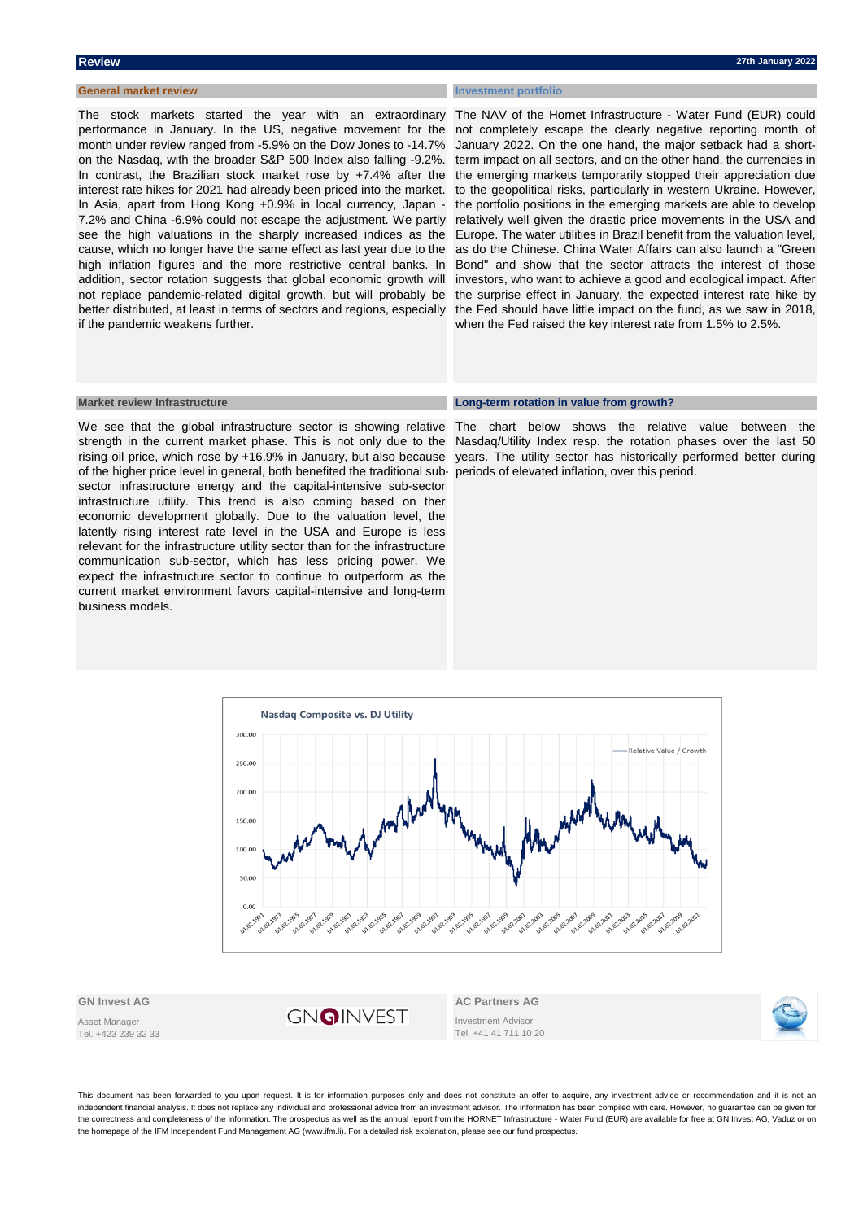**Review** 27th January 2022

## General market review

The stock markets started the year with an extraordinary performance in January. In the US, negative movement for the month under review ranged from -5.9% on the Dow Jones to -14.7% on the Nasdaq, with the broader S&P 500 Index also falling -9.2%. In contrast, the Brazilian stock market rose by +7.4% after the interest rate hikes for 2021 had already been priced into the market. In Asia, apart from Hong Kong +0.9% in local currency, Japan -7.2% and China -6.9% could not escape the adjustment. We partly see the high valuations in the sharply increased indices as the cause, which no longer have the same effect as last year due to the high inflation figures and the more restrictive central banks. In addition, sector rotation suggests that global economic growth will not replace pandemic-related digital growth, but will probably be better distributed, at least in terms of sectors and regions, especially if the pandemic weakens further.

## Investment portfolio

The NAV of the Hornet Infrastructure - Water Fund (EUR) could not completely escape the clearly negative reporting month of January 2022. On the one hand, the major setback had a short-term impact on all sectors, and on the other hand, the currencies in the emerging markets temporarily stopped their appreciation due to the geopolitical risks, particularly in western Ukraine. However, the portfolio positions in the emerging markets are able to develop relatively well given the drastic price movements in the USA and Europe. The water utilities in Brazil benefit from the valuation level, as do the Chinese. China Water Affairs can also launch a "Green Bond" and show that the sector attracts the interest of those investors, who want to achieve a good and ecological impact. After the surprise effect in January, the expected interest rate hike by the Fed should have little impact on the fund, as we saw in 2018, when the Fed raised the key interest rate from 1.5% to 2.5%.

## Market review Infrastructure

We see that the global infrastructure sector is showing relative strength in the current market phase. This is not only due to the rising oil price, which rose by +16.9% in January, but also because of the higher price level in general, both benefited the traditional sub-sector infrastructure energy and the capital-intensive sub-sector infrastructure utility. This trend is also coming based on ther economic development globally. Due to the valuation level, the latently rising interest rate level in the USA and Europe is less relevant for the infrastructure utility sector than for the infrastructure communication sub-sector, which has less pricing power. We expect the infrastructure sector to continue to outperform as the current market environment favors capital-intensive and long-term business models.

## Long-term rotation in value from growth?

The chart below shows the relative value between the Nasdaq/Utility Index resp. the rotation phases over the last 50 years. The utility sector has historically performed better during periods of elevated inflation, over this period.

Nasdaq Composite vs. DJ Utility

Relative Value / Growth

300.00
250.00
200.00
150.00
100.00
50.00
0.00

01.02.1971 01.02.1973 01.02.1975 01.02.1977 01.02.1979 01.02.1981 01.02.1983 01.02.1985 01.02.1987 01.02.1989 01.02.1991 01.02.1993 01.02.1995 01.02.1997 01.02.1999 01.02.2001 01.02.2003 01.02.2005 01.02.2007 01.02.2009 01.02.2011 01.02.2013 01.02.2015 01.02.2017 01.02.2019 01.02.2021

**GN Invest AG**
Asset Manager
Tel. +423 239 32 33

GN INVEST

**AC Partners AG**
Investment Advisor
Tel. +41 41 711 10 20

This document has been forwarded to you upon request. It is for information purposes only and does not constitute an offer to acquire, any investment advice or recommendation and it is not an independent financial analysis. It does not replace any individual and professional advice from an investment advisor. The information has been compiled with care. However, no guarantee can be given for the correctness and completeness of the information. The prospectus as well as the annual report from the HORNET Infrastructure - Water Fund (EUR) are available for free at GN Invest AG, Vaduz or on the homepage of the IFM Independent Fund Management AG (www.ifm.li). For a detailed risk explanation, please see our fund prospectus.